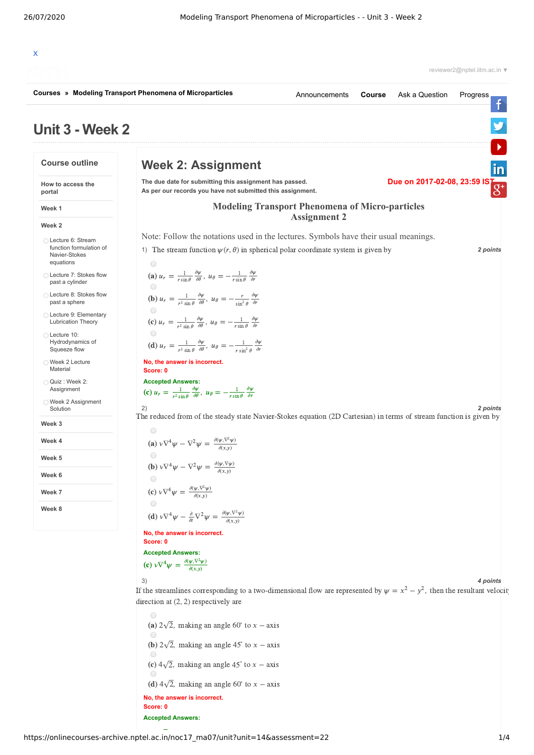X

reviewer2@nptel.iitm.ac.in ▼

**Courses** » **Modeling Transport Phenomena of Microparticles**

Announcements | **Course** | Ask a Question | Progress

# Unit 3 - Week 2

## Course outline

- How to access the portal
- Week 1
- Week 2
  - Lecture 6: Stream function formulation of Navier-Stokes equations
  - Lecture 7: Stokes flow past a cylinder
  - Lecture 8: Stokes flow past a sphere
  - Lecture 9: Elementary Lubrication Theory
  - Lecture 10: Hydrodynamics of Squeeze flow
  - Week 2 Lecture Material
  - Quiz : Week 2: Assignment
  - Week 2 Assignment Solution
- Week 3
- Week 4
- Week 5
- Week 6
- Week 7
- Week 8

## Week 2: Assignment

**The due date for submitting this assignment has passed.**
**As per our records you have not submitted this assignment.**

**Due on 2017-02-08, 23:59 IST**

### Modeling Transport Phenomena of Micro-particles
### Assignment 2

Note: Follow the notations used in the lectures. Symbols have their usual meanings.

1) The stream function $\psi(r,\theta)$ in spherical polar coordinate system is given by **2 points**

(a) $u_r = \frac{1}{r\sin\theta}\frac{\partial\psi}{\partial\theta},\ u_\theta = -\frac{1}{r\sin\theta}\frac{\partial\psi}{\partial r}$

(b) $u_r = \frac{1}{r^2\sin\theta}\frac{\partial\psi}{\partial\theta},\ u_\theta = -\frac{r}{\sin^2\theta}\frac{\partial\psi}{\partial r}$

(c) $u_r = \frac{1}{r^2\sin\theta}\frac{\partial\psi}{\partial\theta},\ u_\theta = -\frac{1}{r\sin\theta}\frac{\partial\psi}{\partial r}$

(d) $u_r = \frac{1}{r^2\sin\theta}\frac{\partial\psi}{\partial\theta},\ u_\theta = -\frac{1}{r\sin^2\theta}\frac{\partial\psi}{\partial r}$

No, the answer is incorrect.
Score: 0

**Accepted Answers:**
(c) $u_r = \frac{1}{r^2\sin\theta}\frac{\partial\psi}{\partial\theta},\ u_\theta = -\frac{1}{r\sin\theta}\frac{\partial\psi}{\partial r}$

2) **2 points**

The reduced from of the steady state Navier-Stokes equation (2D Cartesian) in terms of stream function is given by

(a) $\nu\nabla^4\psi - \nabla^2\psi = \frac{\partial(\psi,\nabla^2\psi)}{\partial(x,y)}$

(b) $\nu\nabla^4\psi - \nabla^2\psi = \frac{\partial(\psi,\nabla\psi)}{\partial(x,y)}$

(c) $\nu\nabla^4\psi = \frac{\partial(\psi,\nabla^2\psi)}{\partial(x,y)}$

(d) $\nu\nabla^4\psi - \frac{\partial}{\partial t}\nabla^2\psi = \frac{\partial(\psi,\nabla^2\psi)}{\partial(x,y)}$

No, the answer is incorrect.
Score: 0

**Accepted Answers:**
(c) $\nu\nabla^4\psi = \frac{\partial(\psi,\nabla^2\psi)}{\partial(x,y)}$

3) **4 points**

If the streamlines corresponding to a two-dimensional flow are represented by $\psi = x^2 - y^2$, then the resultant velocity direction at (2, 2) respectively are

(a) $2\sqrt{2}$, making an angle 60° to $x$ − axis

(b) $2\sqrt{2}$, making an angle 45° to $x$ − axis

(c) $4\sqrt{2}$, making an angle 45° to $x$ − axis

(d) $4\sqrt{2}$, making an angle 60° to $x$ − axis

No, the answer is incorrect.
Score: 0

**Accepted Answers:**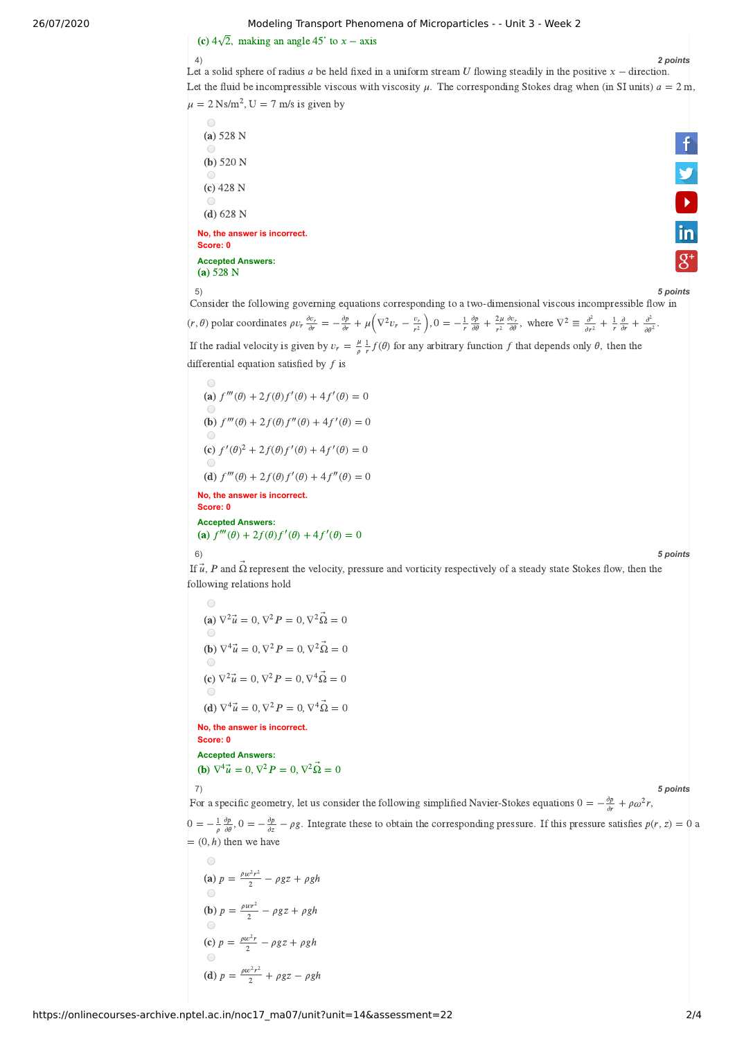**(c)** $4\sqrt{2}$, making an angle $45^{\circ}$ to $x-$axis

4) **2 points**

Let a solid sphere of radius $a$ be held fixed in a uniform stream $U$ flowing steadily in the positive $x-$direction. Let the fluid be incompressible viscous with viscosity $\mu$. The corresponding Stokes drag when (in SI units) $a = 2$ m, $\mu = 2$ Ns/m$^2$, U = 7 m/s is given by

- **(a)** 528 N
- **(b)** 520 N
- **(c)** 428 N
- **(d)** 628 N

**No, the answer is incorrect.**
**Score: 0**

**Accepted Answers:**
**(a)** 528 N

5) **5 points**

Consider the following governing equations corresponding to a two-dimensional viscous incompressible flow in $(r, \theta)$ polar coordinates $\rho v_r \frac{\partial v_r}{\partial r} = -\frac{\partial p}{\partial r} + \mu\left(\nabla^2 v_r - \frac{v_r}{r^2}\right), 0 = -\frac{1}{r}\frac{\partial p}{\partial \theta} + \frac{2\mu}{r^2}\frac{\partial v_r}{\partial \theta}$, where $\nabla^2 \equiv \frac{\partial^2}{\partial r^2} + \frac{1}{r}\frac{\partial}{\partial r} + \frac{\partial^2}{\partial \theta^2}$.

If the radial velocity is given by $v_r = \frac{\mu}{\rho}\frac{1}{r}f(\theta)$ for any arbitrary function $f$ that depends only $\theta$, then the differential equation satisfied by $f$ is

- **(a)** $f'''(\theta) + 2f(\theta)f'(\theta) + 4f'(\theta) = 0$
- **(b)** $f'''(\theta) + 2f(\theta)f''(\theta) + 4f'(\theta) = 0$
- **(c)** $f'(\theta)^2 + 2f(\theta)f'(\theta) + 4f'(\theta) = 0$
- **(d)** $f'''(\theta) + 2f(\theta)f'(\theta) + 4f''(\theta) = 0$

**No, the answer is incorrect.**
**Score: 0**

**Accepted Answers:**
**(a)** $f'''(\theta) + 2f(\theta)f'(\theta) + 4f'(\theta) = 0$

6) **5 points**

If $\vec{u}$, $P$ and $\vec{\Omega}$ represent the velocity, pressure and vorticity respectively of a steady state Stokes flow, then the following relations hold

- **(a)** $\nabla^2\vec{u} = 0, \nabla^2 P = 0, \nabla^2\vec{\Omega} = 0$
- **(b)** $\nabla^4\vec{u} = 0, \nabla^2 P = 0, \nabla^2\vec{\Omega} = 0$
- **(c)** $\nabla^2\vec{u} = 0, \nabla^2 P = 0, \nabla^4\vec{\Omega} = 0$
- **(d)** $\nabla^4\vec{u} = 0, \nabla^2 P = 0, \nabla^4\vec{\Omega} = 0$

**No, the answer is incorrect.**
**Score: 0**

**Accepted Answers:**
**(b)** $\nabla^4\vec{u} = 0, \nabla^2 P = 0, \nabla^2\vec{\Omega} = 0$

7) **5 points**

For a specific geometry, let us consider the following simplified Navier-Stokes equations $0 = -\frac{\partial p}{\partial r} + \rho\omega^2 r$, $0 = -\frac{1}{\rho}\frac{\partial p}{\partial \theta}, 0 = -\frac{\partial p}{\partial z} - \rho g$. Integrate these to obtain the corresponding pressure. If this pressure satisfies $p(r, z) = 0$ a $= (0, h)$ then we have

- **(a)** $p = \frac{\rho\omega^2 r^2}{2} - \rho g z + \rho g h$
- **(b)** $p = \frac{\rho\omega r^2}{2} - \rho g z + \rho g h$
- **(c)** $p = \frac{\rho\omega^2 r}{2} - \rho g z + \rho g h$
- **(d)** $p = \frac{\rho\omega^2 r^2}{2} + \rho g z - \rho g h$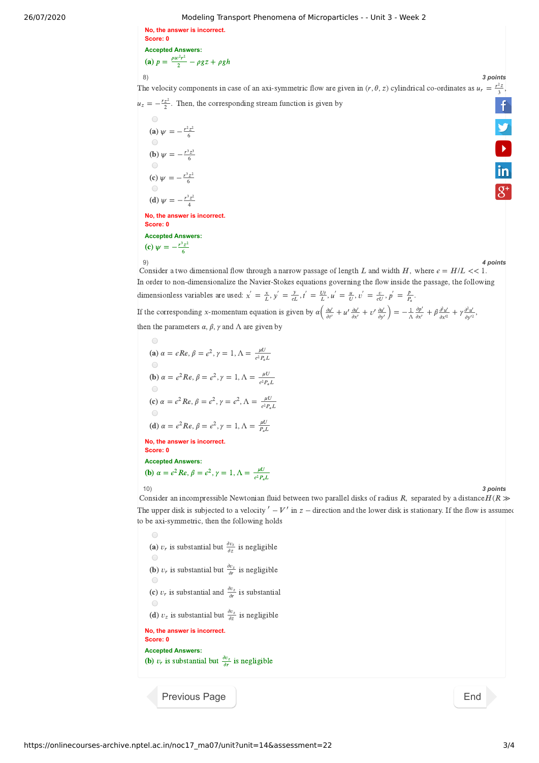No, the answer is incorrect.
Score: 0

Accepted Answers:
(a) $p = \frac{\rho w^2 r^2}{2} - \rho g z + \rho g h$

8) *3 points*

The velocity components in case of an axi-symmetric flow are given in $(r, \theta, z)$ cylindrical co-ordinates as $u_r = \frac{r^2 z}{3}$, $u_z = -\frac{r z^2}{2}$. Then, the corresponding stream function is given by

(a) $\psi = -\frac{r^2 z^2}{6}$

(b) $\psi = -\frac{r^3 z^3}{6}$

(c) $\psi = -\frac{r^3 z^2}{6}$

(d) $\psi = -\frac{r^3 z^2}{4}$

No, the answer is incorrect.
Score: 0

Accepted Answers:
(c) $\psi = -\frac{r^3 z^2}{6}$

9) *4 points*

Consider a two dimensional flow through a narrow passage of length $L$ and width $H$, where $\epsilon = H/L << 1$.
In order to non-dimensionalize the Navier-Stokes equations governing the flow inside the passage, the following dimensionless variables are used: $x' = \frac{x}{L}, y' = \frac{y}{\epsilon L}, t' = \frac{Ut}{L}, u' = \frac{u}{U}, v' = \frac{v}{\epsilon U}, p' = \frac{p}{P_a}$.
If the corresponding $x$-momentum equation is given by $\alpha\left(\frac{\partial u'}{\partial t'} + u'\frac{\partial u'}{\partial x'} + v'\frac{\partial u'}{\partial y'}\right) = -\frac{1}{\Lambda}\frac{\partial p'}{\partial x'} + \beta\frac{\partial^2 u'}{\partial x'^2} + \gamma\frac{\partial^2 u'}{\partial y'^2}$,
then the parameters $\alpha, \beta, \gamma$ and $\Lambda$ are given by

(a) $\alpha = \epsilon Re, \beta = \epsilon^2, \gamma = 1, \Lambda = \frac{\mu U}{\epsilon^2 P_a L}$

(b) $\alpha = \epsilon^2 Re, \beta = \epsilon^2, \gamma = 1, \Lambda = \frac{\mu U}{\epsilon^2 P_a L}$

(c) $\alpha = \epsilon^2 Re, \beta = \epsilon^2, \gamma = \epsilon^2, \Lambda = \frac{\mu U}{\epsilon^2 P_a L}$

(d) $\alpha = \epsilon^2 Re, \beta = \epsilon^2, \gamma = 1, \Lambda = \frac{\mu U}{P_a L}$

No, the answer is incorrect.
Score: 0

Accepted Answers:
(b) $\alpha = \epsilon^2 Re, \beta = \epsilon^2, \gamma = 1, \Lambda = \frac{\mu U}{\epsilon^2 P_a L}$

10) *3 points*

Consider an incompressible Newtonian fluid between two parallel disks of radius $R$, separated by a distance $H (R \gg$
The upper disk is subjected to a velocity $' -V'$ in $z-$direction and the lower disk is stationary. If the flow is assumed to be axi-symmetric, then the following holds

(a) $v_r$ is substantial but $\frac{\partial v_z}{\partial z}$ is negligible

(b) $v_r$ is substantial but $\frac{\partial v_z}{\partial r}$ is negligible

(c) $v_r$ is substantial and $\frac{\partial v_z}{\partial r}$ is substantial

(d) $v_z$ is substantial but $\frac{\partial v_z}{\partial z}$ is negligible

No, the answer is incorrect.
Score: 0

Accepted Answers:
(b) $v_r$ is substantial but $\frac{\partial v_z}{\partial r}$ is negligible

Previous Page

End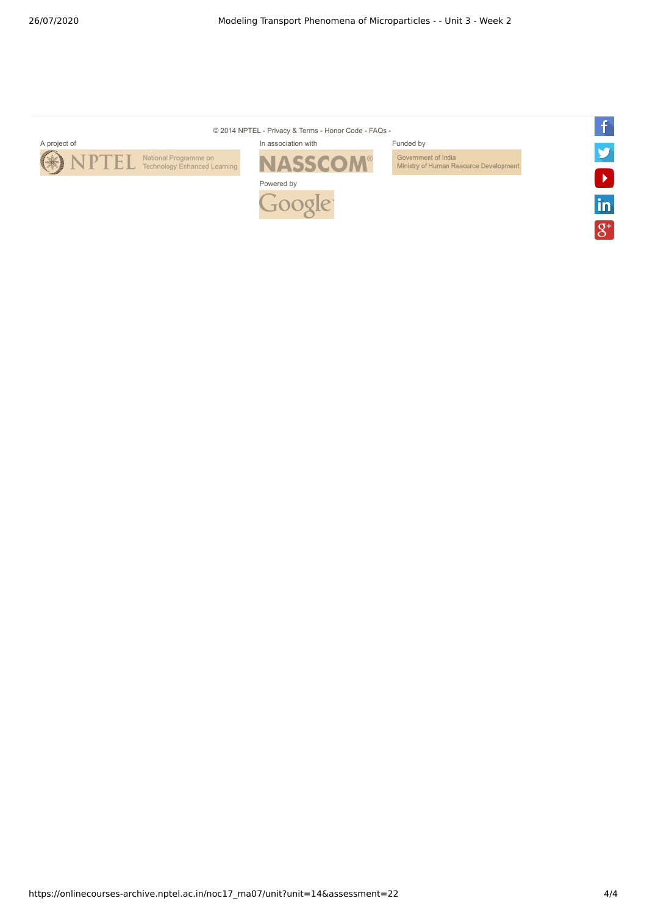© 2014 NPTEL - Privacy & Terms - Honor Code - FAQs -

A project of

NPTEL National Programme on Technology Enhanced Learning

In association with

NASSCOM®

Funded by

Government of India
Ministry of Human Resource Development

Powered by

Google